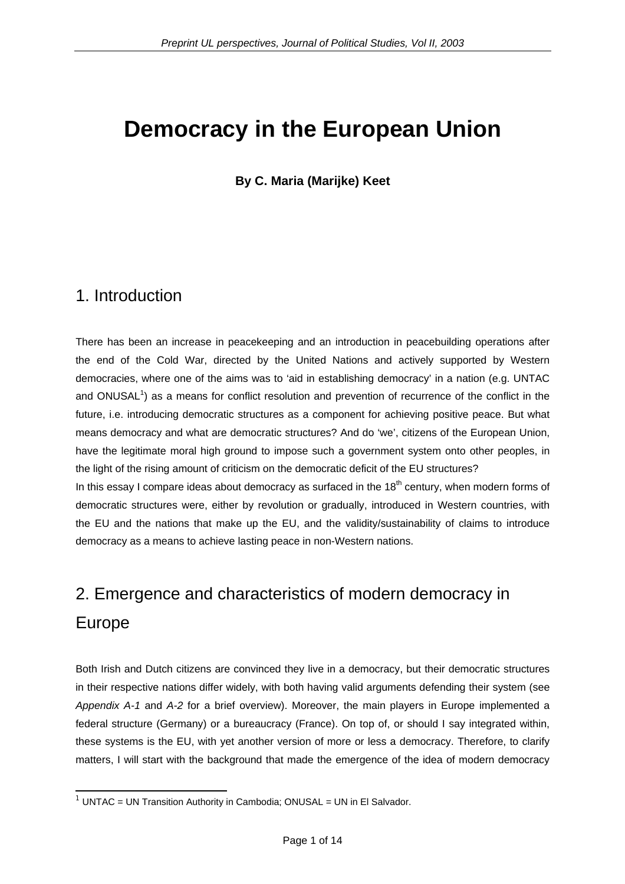# Democracy in the European Union

**By C. Maria (Marijke) Keet**

## 1. Introduction

There has been an increase in peacekeeping and an introduction in peacebuilding operations after the end of the Cold War, directed by the United Nations and actively supported by Western democracies, where one of the aims was to 'aid in establishing democracy' in a nation (e.g. UNTAC and ONUSAL[1]) as a means for conflict resolution and prevention of recurrence of the conflict in the future, i.e. introducing democratic structures as a component for achieving positive peace. But what means democracy and what are democratic structures? And do 'we', citizens of the European Union, have the legitimate moral high ground to impose such a government system onto other peoples, in the light of the rising amount of criticism on the democratic deficit of the EU structures?

In this essay I compare ideas about democracy as surfaced in the 18th century, when modern forms of democratic structures were, either by revolution or gradually, introduced in Western countries, with the EU and the nations that make up the EU, and the validity/sustainability of claims to introduce democracy as a means to achieve lasting peace in non-Western nations.

## 2. Emergence and characteristics of modern democracy in Europe

Both Irish and Dutch citizens are convinced they live in a democracy, but their democratic structures in their respective nations differ widely, with both having valid arguments defending their system (see *Appendix A-1* and *A-2* for a brief overview). Moreover, the main players in Europe implemented a federal structure (Germany) or a bureaucracy (France). On top of, or should I say integrated within, these systems is the EU, with yet another version of more or less a democracy. Therefore, to clarify matters, I will start with the background that made the emergence of the idea of modern democracy

[1] UNTAC = UN Transition Authority in Cambodia; ONUSAL = UN in El Salvador.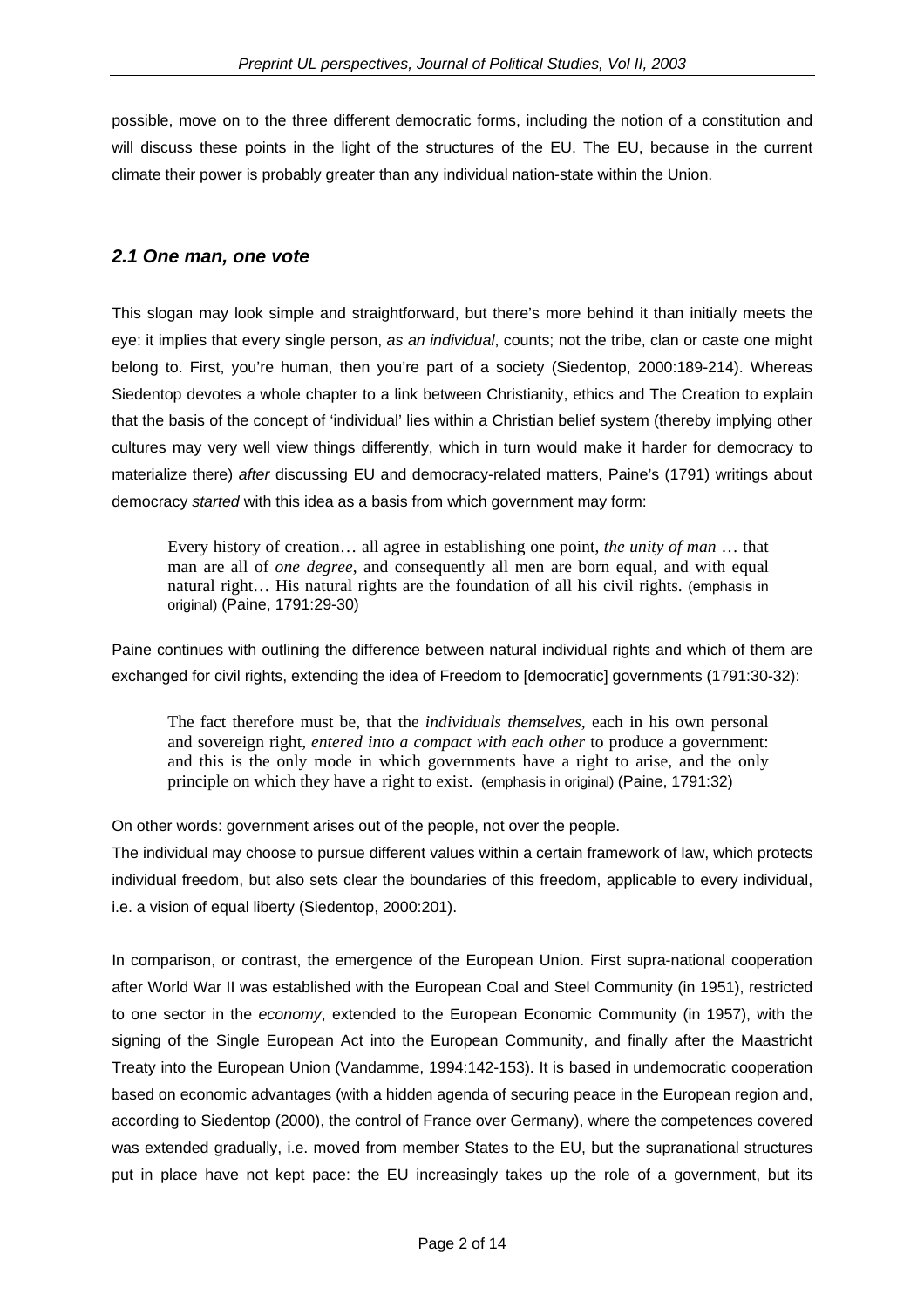possible, move on to the three different democratic forms, including the notion of a constitution and will discuss these points in the light of the structures of the EU. The EU, because in the current climate their power is probably greater than any individual nation-state within the Union.

## *2.1 One man, one vote*

This slogan may look simple and straightforward, but there's more behind it than initially meets the eye: it implies that every single person, *as an individual*, counts; not the tribe, clan or caste one might belong to. First, you're human, then you're part of a society (Siedentop, 2000:189-214). Whereas Siedentop devotes a whole chapter to a link between Christianity, ethics and The Creation to explain that the basis of the concept of 'individual' lies within a Christian belief system (thereby implying other cultures may very well view things differently, which in turn would make it harder for democracy to materialize there) *after* discussing EU and democracy-related matters, Paine's (1791) writings about democracy *started* with this idea as a basis from which government may form:

> Every history of creation… all agree in establishing one point, *the unity of man* … that man are all of *one degree*, and consequently all men are born equal, and with equal natural right… His natural rights are the foundation of all his civil rights. (emphasis in original) (Paine, 1791:29-30)

Paine continues with outlining the difference between natural individual rights and which of them are exchanged for civil rights, extending the idea of Freedom to [democratic] governments (1791:30-32):

> The fact therefore must be, that the *individuals themselves*, each in his own personal and sovereign right, *entered into a compact with each other* to produce a government: and this is the only mode in which governments have a right to arise, and the only principle on which they have a right to exist. (emphasis in original) (Paine, 1791:32)

On other words: government arises out of the people, not over the people.

The individual may choose to pursue different values within a certain framework of law, which protects individual freedom, but also sets clear the boundaries of this freedom, applicable to every individual, i.e. a vision of equal liberty (Siedentop, 2000:201).

In comparison, or contrast, the emergence of the European Union. First supra-national cooperation after World War II was established with the European Coal and Steel Community (in 1951), restricted to one sector in the *economy*, extended to the European Economic Community (in 1957), with the signing of the Single European Act into the European Community, and finally after the Maastricht Treaty into the European Union (Vandamme, 1994:142-153). It is based in undemocratic cooperation based on economic advantages (with a hidden agenda of securing peace in the European region and, according to Siedentop (2000), the control of France over Germany), where the competences covered was extended gradually, i.e. moved from member States to the EU, but the supranational structures put in place have not kept pace: the EU increasingly takes up the role of a government, but its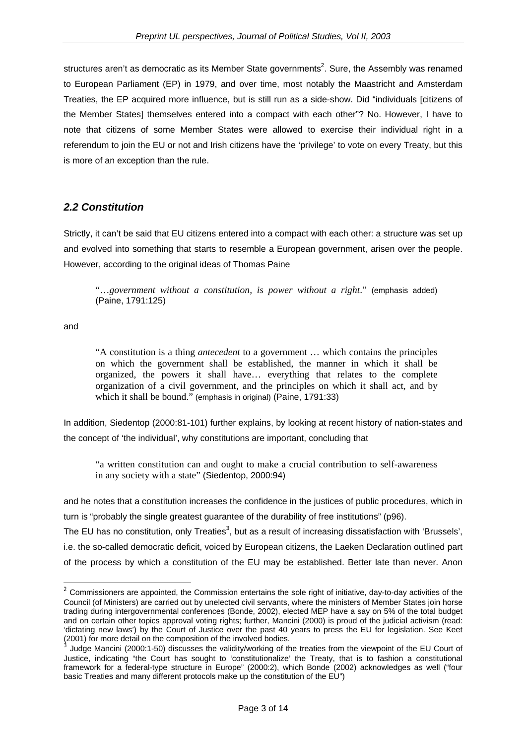structures aren't as democratic as its Member State governments[2]. Sure, the Assembly was renamed to European Parliament (EP) in 1979, and over time, most notably the Maastricht and Amsterdam Treaties, the EP acquired more influence, but is still run as a side-show. Did "individuals [citizens of the Member States] themselves entered into a compact with each other"? No. However, I have to note that citizens of some Member States were allowed to exercise their individual right in a referendum to join the EU or not and Irish citizens have the 'privilege' to vote on every Treaty, but this is more of an exception than the rule.

### *2.2 Constitution*

Strictly, it can't be said that EU citizens entered into a compact with each other: a structure was set up and evolved into something that starts to resemble a European government, arisen over the people. However, according to the original ideas of Thomas Paine

> "*…government without a constitution, is power without a right*." (emphasis added) (Paine, 1791:125)

and

> "A constitution is a thing *antecedent* to a government … which contains the principles on which the government shall be established, the manner in which it shall be organized, the powers it shall have… everything that relates to the complete organization of a civil government, and the principles on which it shall act, and by which it shall be bound." (emphasis in original) (Paine, 1791:33)

In addition, Siedentop (2000:81-101) further explains, by looking at recent history of nation-states and the concept of 'the individual', why constitutions are important, concluding that

> "a written constitution can and ought to make a crucial contribution to self-awareness in any society with a state" (Siedentop, 2000:94)

and he notes that a constitution increases the confidence in the justices of public procedures, which in turn is "probably the single greatest guarantee of the durability of free institutions" (p96).

The EU has no constitution, only Treaties[3], but as a result of increasing dissatisfaction with 'Brussels', i.e. the so-called democratic deficit, voiced by European citizens, the Laeken Declaration outlined part of the process by which a constitution of the EU may be established. Better late than never. Anon

---

[2] Commissioners are appointed, the Commission entertains the sole right of initiative, day-to-day activities of the Council (of Ministers) are carried out by unelected civil servants, where the ministers of Member States join horse trading during intergovernmental conferences (Bonde, 2002), elected MEP have a say on 5% of the total budget and on certain other topics approval voting rights; further, Mancini (2000) is proud of the judicial activism (read: 'dictating new laws') by the Court of Justice over the past 40 years to press the EU for legislation. See Keet (2001) for more detail on the composition of the involved bodies.

[3] Judge Mancini (2000:1-50) discusses the validity/working of the treaties from the viewpoint of the EU Court of Justice, indicating "the Court has sought to 'constitutionalize' the Treaty, that is to fashion a constitutional framework for a federal-type structure in Europe" (2000:2), which Bonde (2002) acknowledges as well ("four basic Treaties and many different protocols make up the constitution of the EU")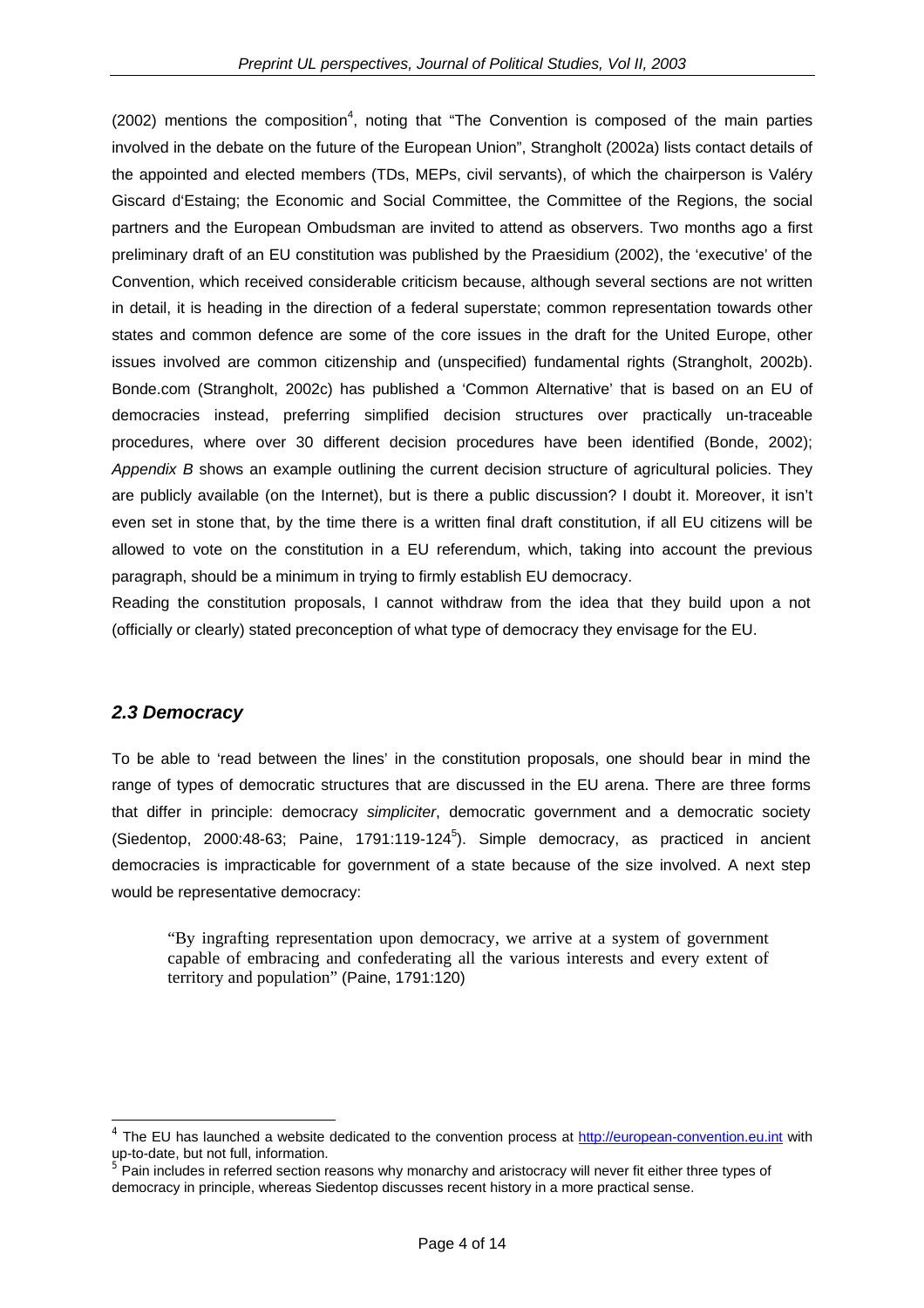(2002) mentions the composition[4], noting that "The Convention is composed of the main parties involved in the debate on the future of the European Union", Strangholt (2002a) lists contact details of the appointed and elected members (TDs, MEPs, civil servants), of which the chairperson is Valéry Giscard d'Estaing; the Economic and Social Committee, the Committee of the Regions, the social partners and the European Ombudsman are invited to attend as observers. Two months ago a first preliminary draft of an EU constitution was published by the Praesidium (2002), the 'executive' of the Convention, which received considerable criticism because, although several sections are not written in detail, it is heading in the direction of a federal superstate; common representation towards other states and common defence are some of the core issues in the draft for the United Europe, other issues involved are common citizenship and (unspecified) fundamental rights (Strangholt, 2002b). Bonde.com (Strangholt, 2002c) has published a 'Common Alternative' that is based on an EU of democracies instead, preferring simplified decision structures over practically un-traceable procedures, where over 30 different decision procedures have been identified (Bonde, 2002); *Appendix B* shows an example outlining the current decision structure of agricultural policies. They are publicly available (on the Internet), but is there a public discussion? I doubt it. Moreover, it isn't even set in stone that, by the time there is a written final draft constitution, if all EU citizens will be allowed to vote on the constitution in a EU referendum, which, taking into account the previous paragraph, should be a minimum in trying to firmly establish EU democracy.

Reading the constitution proposals, I cannot withdraw from the idea that they build upon a not (officially or clearly) stated preconception of what type of democracy they envisage for the EU.

## *2.3 Democracy*

To be able to 'read between the lines' in the constitution proposals, one should bear in mind the range of types of democratic structures that are discussed in the EU arena. There are three forms that differ in principle: democracy *simpliciter*, democratic government and a democratic society (Siedentop, 2000:48-63; Paine, 1791:119-124[5]). Simple democracy, as practiced in ancient democracies is impracticable for government of a state because of the size involved. A next step would be representative democracy:

> "By ingrafting representation upon democracy, we arrive at a system of government capable of embracing and confederating all the various interests and every extent of territory and population" (Paine, 1791:120)

---

[4] The EU has launched a website dedicated to the convention process at http://european-convention.eu.int with up-to-date, but not full, information.

[5] Pain includes in referred section reasons why monarchy and aristocracy will never fit either three types of democracy in principle, whereas Siedentop discusses recent history in a more practical sense.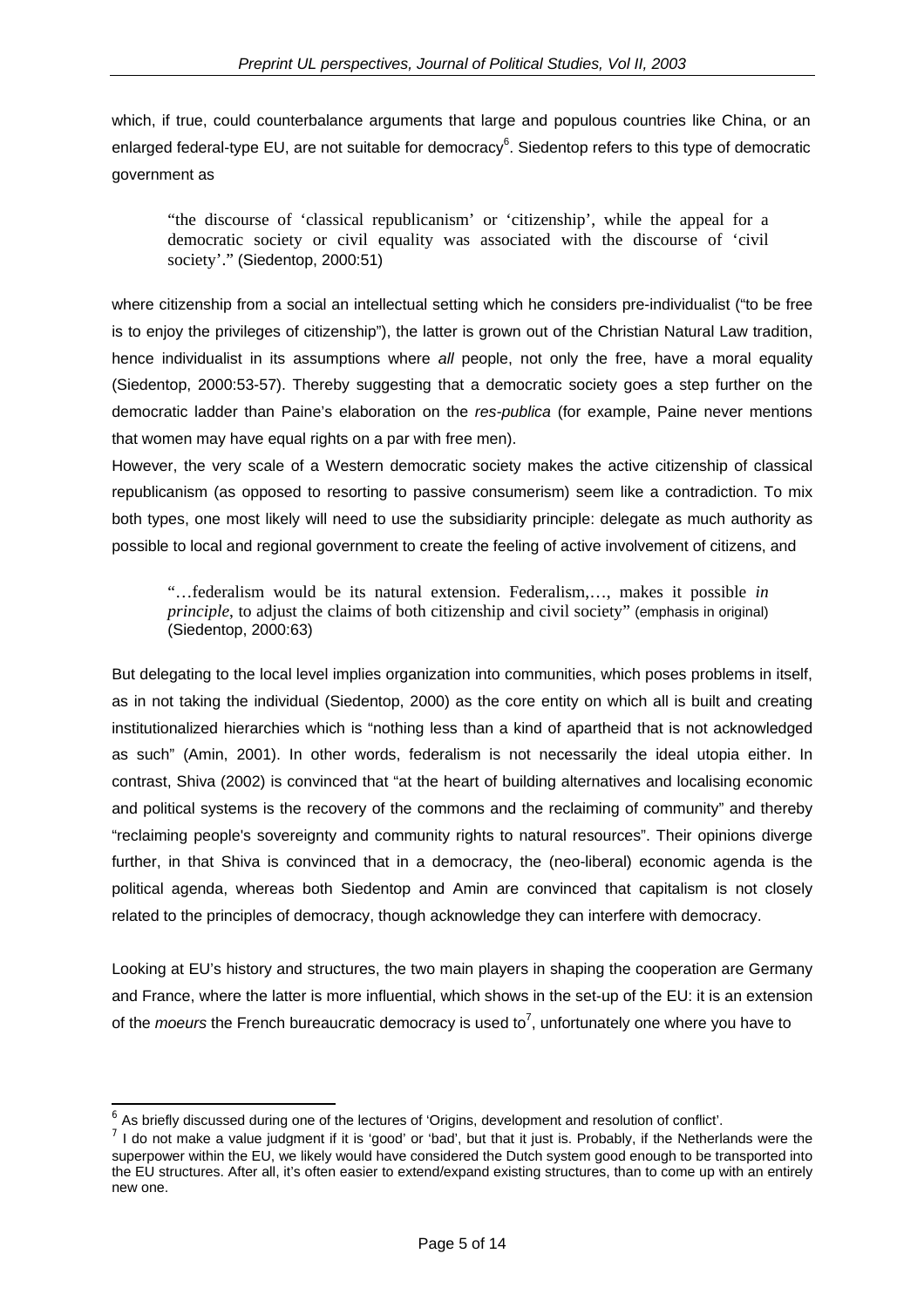which, if true, could counterbalance arguments that large and populous countries like China, or an enlarged federal-type EU, are not suitable for democracy[6]. Siedentop refers to this type of democratic government as

> "the discourse of 'classical republicanism' or 'citizenship', while the appeal for a democratic society or civil equality was associated with the discourse of 'civil society'." (Siedentop, 2000:51)

where citizenship from a social an intellectual setting which he considers pre-individualist ("to be free is to enjoy the privileges of citizenship"), the latter is grown out of the Christian Natural Law tradition, hence individualist in its assumptions where *all* people, not only the free, have a moral equality (Siedentop, 2000:53-57). Thereby suggesting that a democratic society goes a step further on the democratic ladder than Paine's elaboration on the *res-publica* (for example, Paine never mentions that women may have equal rights on a par with free men).

However, the very scale of a Western democratic society makes the active citizenship of classical republicanism (as opposed to resorting to passive consumerism) seem like a contradiction. To mix both types, one most likely will need to use the subsidiarity principle: delegate as much authority as possible to local and regional government to create the feeling of active involvement of citizens, and

> "…federalism would be its natural extension. Federalism,…, makes it possible *in principle*, to adjust the claims of both citizenship and civil society" (emphasis in original) (Siedentop, 2000:63)

But delegating to the local level implies organization into communities, which poses problems in itself, as in not taking the individual (Siedentop, 2000) as the core entity on which all is built and creating institutionalized hierarchies which is "nothing less than a kind of apartheid that is not acknowledged as such" (Amin, 2001). In other words, federalism is not necessarily the ideal utopia either. In contrast, Shiva (2002) is convinced that "at the heart of building alternatives and localising economic and political systems is the recovery of the commons and the reclaiming of community" and thereby "reclaiming people's sovereignty and community rights to natural resources". Their opinions diverge further, in that Shiva is convinced that in a democracy, the (neo-liberal) economic agenda is the political agenda, whereas both Siedentop and Amin are convinced that capitalism is not closely related to the principles of democracy, though acknowledge they can interfere with democracy.

Looking at EU's history and structures, the two main players in shaping the cooperation are Germany and France, where the latter is more influential, which shows in the set-up of the EU: it is an extension of the *moeurs* the French bureaucratic democracy is used to[7], unfortunately one where you have to

---

[6] As briefly discussed during one of the lectures of 'Origins, development and resolution of conflict'.

[7] I do not make a value judgment if it is 'good' or 'bad', but that it just is. Probably, if the Netherlands were the superpower within the EU, we likely would have considered the Dutch system good enough to be transported into the EU structures. After all, it's often easier to extend/expand existing structures, than to come up with an entirely new one.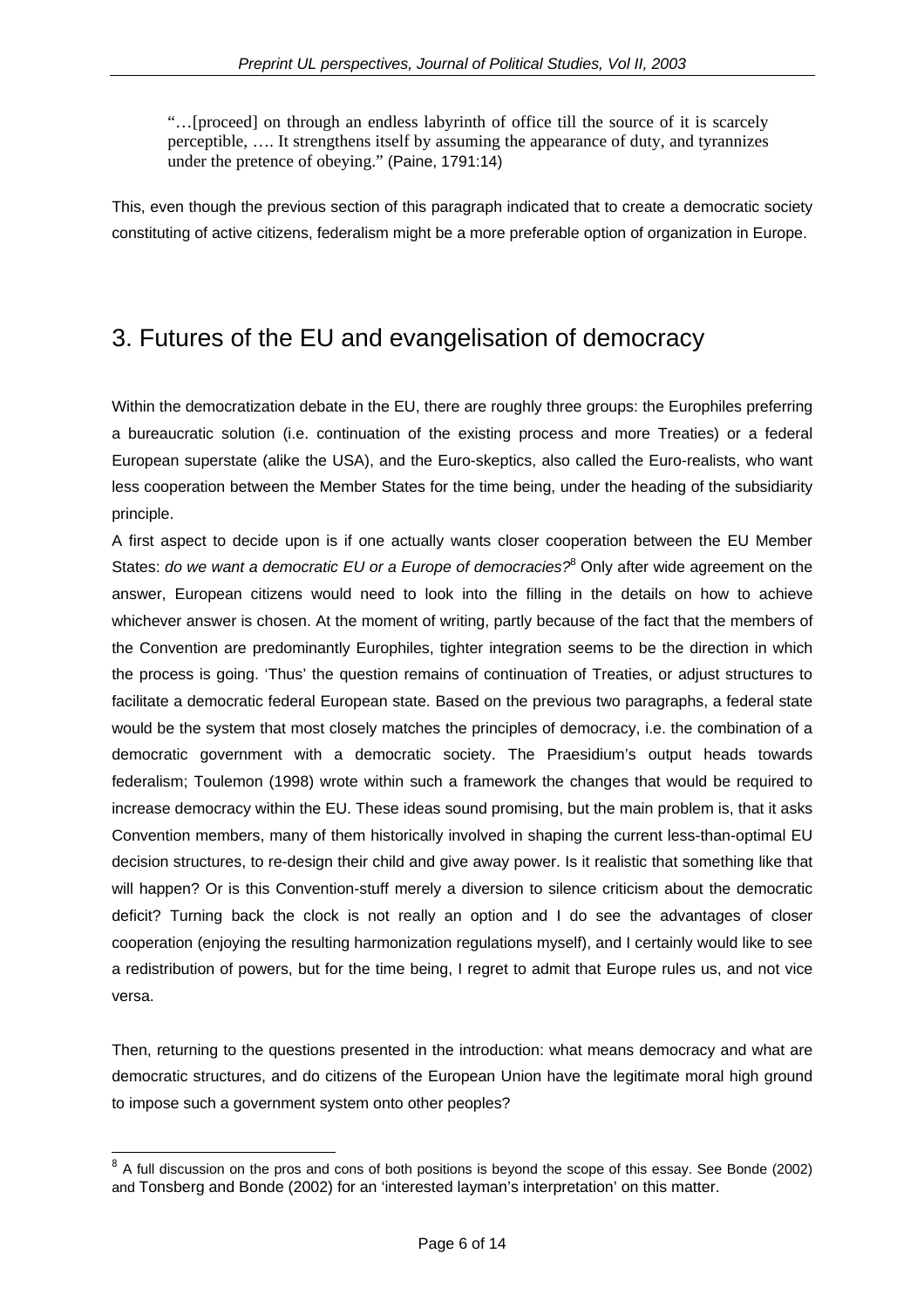> "…[proceed] on through an endless labyrinth of office till the source of it is scarcely perceptible, …. It strengthens itself by assuming the appearance of duty, and tyrannizes under the pretence of obeying." (Paine, 1791:14)

This, even though the previous section of this paragraph indicated that to create a democratic society constituting of active citizens, federalism might be a more preferable option of organization in Europe.

## 3. Futures of the EU and evangelisation of democracy

Within the democratization debate in the EU, there are roughly three groups: the Europhiles preferring a bureaucratic solution (i.e. continuation of the existing process and more Treaties) or a federal European superstate (alike the USA), and the Euro-skeptics, also called the Euro-realists, who want less cooperation between the Member States for the time being, under the heading of the subsidiarity principle.

A first aspect to decide upon is if one actually wants closer cooperation between the EU Member States: *do we want a democratic EU or a Europe of democracies?*[8] Only after wide agreement on the answer, European citizens would need to look into the filling in the details on how to achieve whichever answer is chosen. At the moment of writing, partly because of the fact that the members of the Convention are predominantly Europhiles, tighter integration seems to be the direction in which the process is going. 'Thus' the question remains of continuation of Treaties, or adjust structures to facilitate a democratic federal European state. Based on the previous two paragraphs, a federal state would be the system that most closely matches the principles of democracy, i.e. the combination of a democratic government with a democratic society. The Praesidium's output heads towards federalism; Toulemon (1998) wrote within such a framework the changes that would be required to increase democracy within the EU. These ideas sound promising, but the main problem is, that it asks Convention members, many of them historically involved in shaping the current less-than-optimal EU decision structures, to re-design their child and give away power. Is it realistic that something like that will happen? Or is this Convention-stuff merely a diversion to silence criticism about the democratic deficit? Turning back the clock is not really an option and I do see the advantages of closer cooperation (enjoying the resulting harmonization regulations myself), and I certainly would like to see a redistribution of powers, but for the time being, I regret to admit that Europe rules us, and not vice versa.

Then, returning to the questions presented in the introduction: what means democracy and what are democratic structures, and do citizens of the European Union have the legitimate moral high ground to impose such a government system onto other peoples?

[8] A full discussion on the pros and cons of both positions is beyond the scope of this essay. See Bonde (2002) and Tonsberg and Bonde (2002) for an 'interested layman's interpretation' on this matter.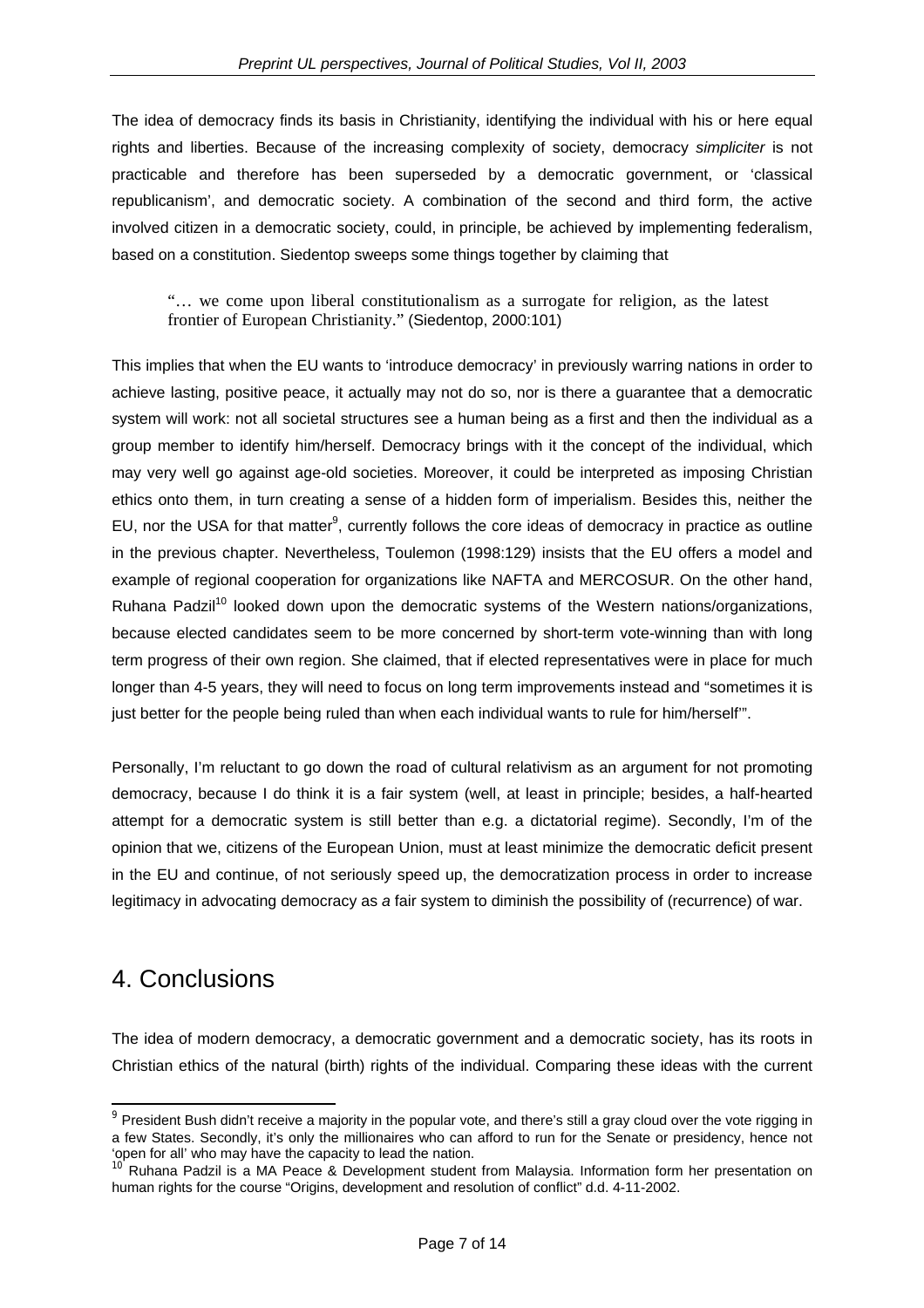The idea of democracy finds its basis in Christianity, identifying the individual with his or here equal rights and liberties. Because of the increasing complexity of society, democracy *simpliciter* is not practicable and therefore has been superseded by a democratic government, or 'classical republicanism', and democratic society. A combination of the second and third form, the active involved citizen in a democratic society, could, in principle, be achieved by implementing federalism, based on a constitution. Siedentop sweeps some things together by claiming that

> "… we come upon liberal constitutionalism as a surrogate for religion, as the latest frontier of European Christianity." (Siedentop, 2000:101)

This implies that when the EU wants to 'introduce democracy' in previously warring nations in order to achieve lasting, positive peace, it actually may not do so, nor is there a guarantee that a democratic system will work: not all societal structures see a human being as a first and then the individual as a group member to identify him/herself. Democracy brings with it the concept of the individual, which may very well go against age-old societies. Moreover, it could be interpreted as imposing Christian ethics onto them, in turn creating a sense of a hidden form of imperialism. Besides this, neither the EU, nor the USA for that matter[9], currently follows the core ideas of democracy in practice as outline in the previous chapter. Nevertheless, Toulemon (1998:129) insists that the EU offers a model and example of regional cooperation for organizations like NAFTA and MERCOSUR. On the other hand, Ruhana Padzil[10] looked down upon the democratic systems of the Western nations/organizations, because elected candidates seem to be more concerned by short-term vote-winning than with long term progress of their own region. She claimed, that if elected representatives were in place for much longer than 4-5 years, they will need to focus on long term improvements instead and "sometimes it is just better for the people being ruled than when each individual wants to rule for him/herself'".

Personally, I'm reluctant to go down the road of cultural relativism as an argument for not promoting democracy, because I do think it is a fair system (well, at least in principle; besides, a half-hearted attempt for a democratic system is still better than e.g. a dictatorial regime). Secondly, I'm of the opinion that we, citizens of the European Union, must at least minimize the democratic deficit present in the EU and continue, of not seriously speed up, the democratization process in order to increase legitimacy in advocating democracy as *a* fair system to diminish the possibility of (recurrence) of war.

## 4. Conclusions

The idea of modern democracy, a democratic government and a democratic society, has its roots in Christian ethics of the natural (birth) rights of the individual. Comparing these ideas with the current

---

[9] President Bush didn't receive a majority in the popular vote, and there's still a gray cloud over the vote rigging in a few States. Secondly, it's only the millionaires who can afford to run for the Senate or presidency, hence not 'open for all' who may have the capacity to lead the nation.

[10] Ruhana Padzil is a MA Peace & Development student from Malaysia. Information form her presentation on human rights for the course "Origins, development and resolution of conflict" d.d. 4-11-2002.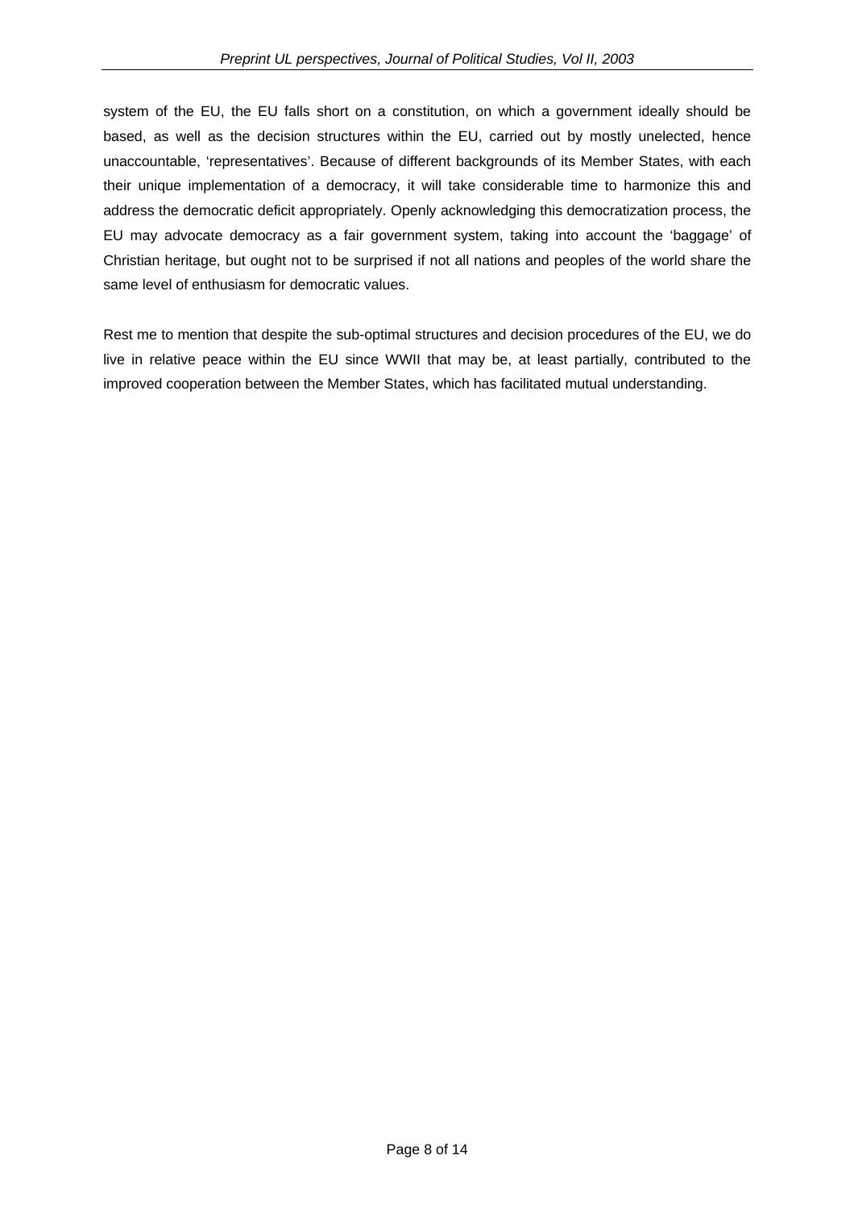system of the EU, the EU falls short on a constitution, on which a government ideally should be based, as well as the decision structures within the EU, carried out by mostly unelected, hence unaccountable, 'representatives'. Because of different backgrounds of its Member States, with each their unique implementation of a democracy, it will take considerable time to harmonize this and address the democratic deficit appropriately. Openly acknowledging this democratization process, the EU may advocate democracy as a fair government system, taking into account the 'baggage' of Christian heritage, but ought not to be surprised if not all nations and peoples of the world share the same level of enthusiasm for democratic values.

Rest me to mention that despite the sub-optimal structures and decision procedures of the EU, we do live in relative peace within the EU since WWII that may be, at least partially, contributed to the improved cooperation between the Member States, which has facilitated mutual understanding.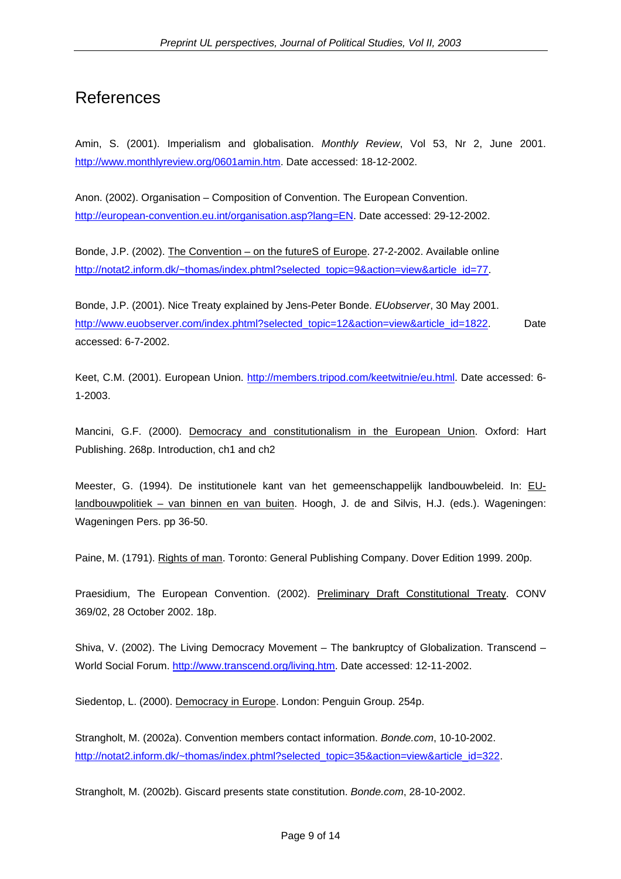# References

Amin, S. (2001). Imperialism and globalisation. *Monthly Review*, Vol 53, Nr 2, June 2001. http://www.monthlyreview.org/0601amin.htm. Date accessed: 18-12-2002.

Anon. (2002). Organisation – Composition of Convention. The European Convention. http://european-convention.eu.int/organisation.asp?lang=EN. Date accessed: 29-12-2002.

Bonde, J.P. (2002). The Convention – on the futureS of Europe. 27-2-2002. Available online http://notat2.inform.dk/~thomas/index.phtml?selected_topic=9&action=view&article_id=77.

Bonde, J.P. (2001). Nice Treaty explained by Jens-Peter Bonde. *EUobserver*, 30 May 2001. http://www.euobserver.com/index.phtml?selected_topic=12&action=view&article_id=1822. Date accessed: 6-7-2002.

Keet, C.M. (2001). European Union. http://members.tripod.com/keetwitnie/eu.html. Date accessed: 6-1-2003.

Mancini, G.F. (2000). Democracy and constitutionalism in the European Union. Oxford: Hart Publishing. 268p. Introduction, ch1 and ch2

Meester, G. (1994). De institutionele kant van het gemeenschappelijk landbouwbeleid. In: EU-landbouwpolitiek – van binnen en van buiten. Hoogh, J. de and Silvis, H.J. (eds.). Wageningen: Wageningen Pers. pp 36-50.

Paine, M. (1791). Rights of man. Toronto: General Publishing Company. Dover Edition 1999. 200p.

Praesidium, The European Convention. (2002). Preliminary Draft Constitutional Treaty. CONV 369/02, 28 October 2002. 18p.

Shiva, V. (2002). The Living Democracy Movement – The bankruptcy of Globalization. Transcend – World Social Forum. http://www.transcend.org/living.htm. Date accessed: 12-11-2002.

Siedentop, L. (2000). Democracy in Europe. London: Penguin Group. 254p.

Strangholt, M. (2002a). Convention members contact information. *Bonde.com*, 10-10-2002. http://notat2.inform.dk/~thomas/index.phtml?selected_topic=35&action=view&article_id=322.

Strangholt, M. (2002b). Giscard presents state constitution. *Bonde.com*, 28-10-2002.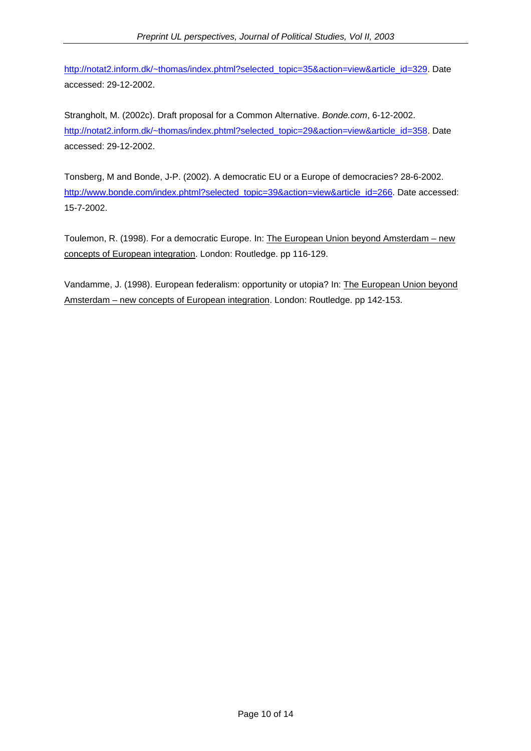http://notat2.inform.dk/~thomas/index.phtml?selected_topic=35&action=view&article_id=329. Date accessed: 29-12-2002.

Strangholt, M. (2002c). Draft proposal for a Common Alternative. *Bonde.com*, 6-12-2002. http://notat2.inform.dk/~thomas/index.phtml?selected_topic=29&action=view&article_id=358. Date accessed: 29-12-2002.

Tonsberg, M and Bonde, J-P. (2002). A democratic EU or a Europe of democracies? 28-6-2002. http://www.bonde.com/index.phtml?selected_topic=39&action=view&article_id=266. Date accessed: 15-7-2002.

Toulemon, R. (1998). For a democratic Europe. In: The European Union beyond Amsterdam – new concepts of European integration. London: Routledge. pp 116-129.

Vandamme, J. (1998). European federalism: opportunity or utopia? In: The European Union beyond Amsterdam – new concepts of European integration. London: Routledge. pp 142-153.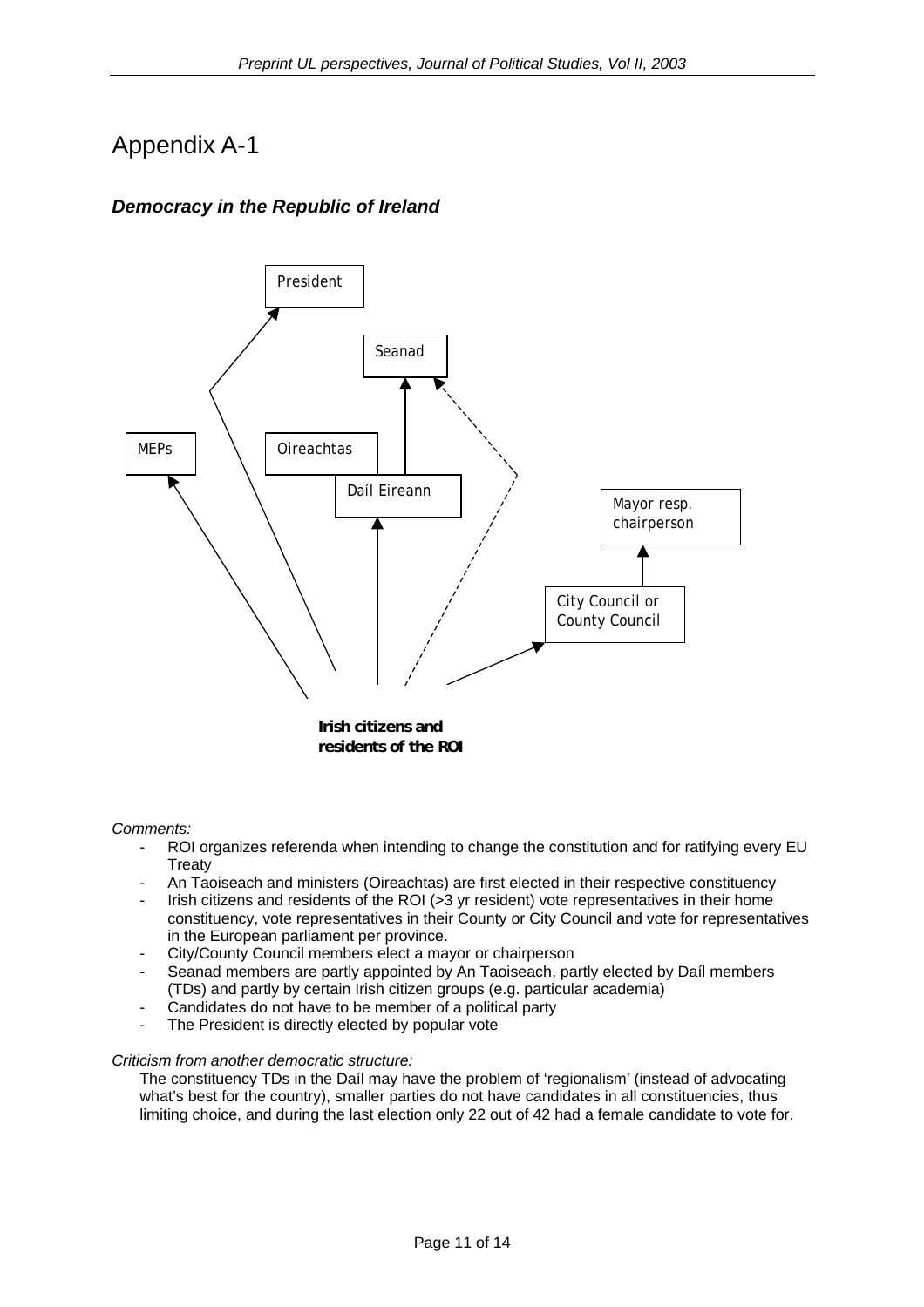# Appendix A-1

### *Democracy in the Republic of Ireland*

President

Seanad

MEPs

Oireachtas

Daíl Eireann

Mayor resp. chairperson

City Council or County Council

**Irish citizens and residents of the ROI**

*Comments:*

- ROI organizes referenda when intending to change the constitution and for ratifying every EU Treaty
- An Taoiseach and ministers (Oireachtas) are first elected in their respective constituency
- Irish citizens and residents of the ROI (>3 yr resident) vote representatives in their home constituency, vote representatives in their County or City Council and vote for representatives in the European parliament per province.
- City/County Council members elect a mayor or chairperson
- Seanad members are partly appointed by An Taoiseach, partly elected by Daíl members (TDs) and partly by certain Irish citizen groups (e.g. particular academia)
- Candidates do not have to be member of a political party
- The President is directly elected by popular vote

*Criticism from another democratic structure:*

The constituency TDs in the Daíl may have the problem of 'regionalism' (instead of advocating what's best for the country), smaller parties do not have candidates in all constituencies, thus limiting choice, and during the last election only 22 out of 42 had a female candidate to vote for.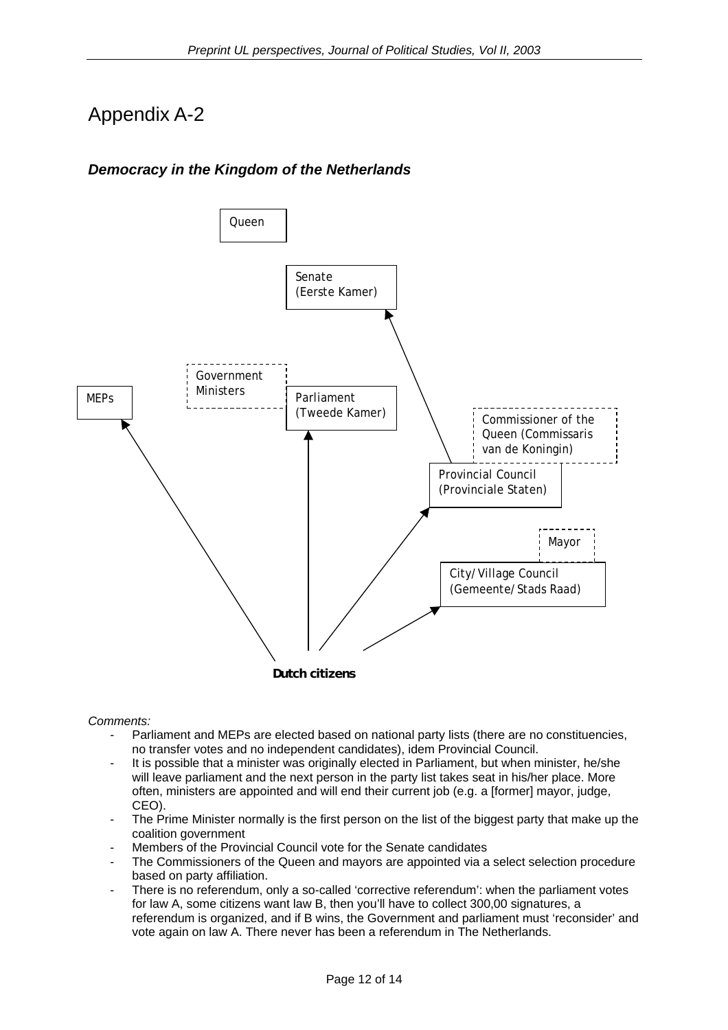# Appendix A-2

### *Democracy in the Kingdom of the Netherlands*

Queen

Senate
(Eerste Kamer)

Government
Ministers

MEPs

Parliament
(Tweede Kamer)

Commissioner of the
Queen (Commissaris
van de Koningin)

Provincial Council
(Provinciale Staten)

Mayor

City/Village Council
(Gemeente/Stads Raad)

**Dutch citizens**

*Comments:*

- Parliament and MEPs are elected based on national party lists (there are no constituencies, no transfer votes and no independent candidates), idem Provincial Council.
- It is possible that a minister was originally elected in Parliament, but when minister, he/she will leave parliament and the next person in the party list takes seat in his/her place. More often, ministers are appointed and will end their current job (e.g. a [former] mayor, judge, CEO).
- The Prime Minister normally is the first person on the list of the biggest party that make up the coalition government
- Members of the Provincial Council vote for the Senate candidates
- The Commissioners of the Queen and mayors are appointed via a select selection procedure based on party affiliation.
- There is no referendum, only a so-called 'corrective referendum': when the parliament votes for law A, some citizens want law B, then you'll have to collect 300,00 signatures, a referendum is organized, and if B wins, the Government and parliament must 'reconsider' and vote again on law A. There never has been a referendum in The Netherlands.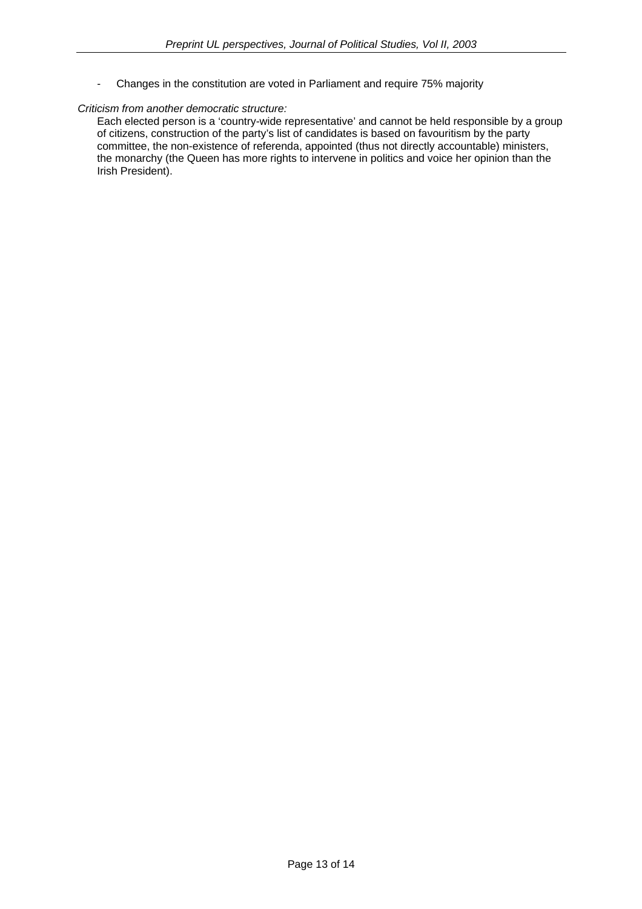- Changes in the constitution are voted in Parliament and require 75% majority

*Criticism from another democratic structure:*

Each elected person is a 'country-wide representative' and cannot be held responsible by a group of citizens, construction of the party's list of candidates is based on favouritism by the party committee, the non-existence of referenda, appointed (thus not directly accountable) ministers, the monarchy (the Queen has more rights to intervene in politics and voice her opinion than the Irish President).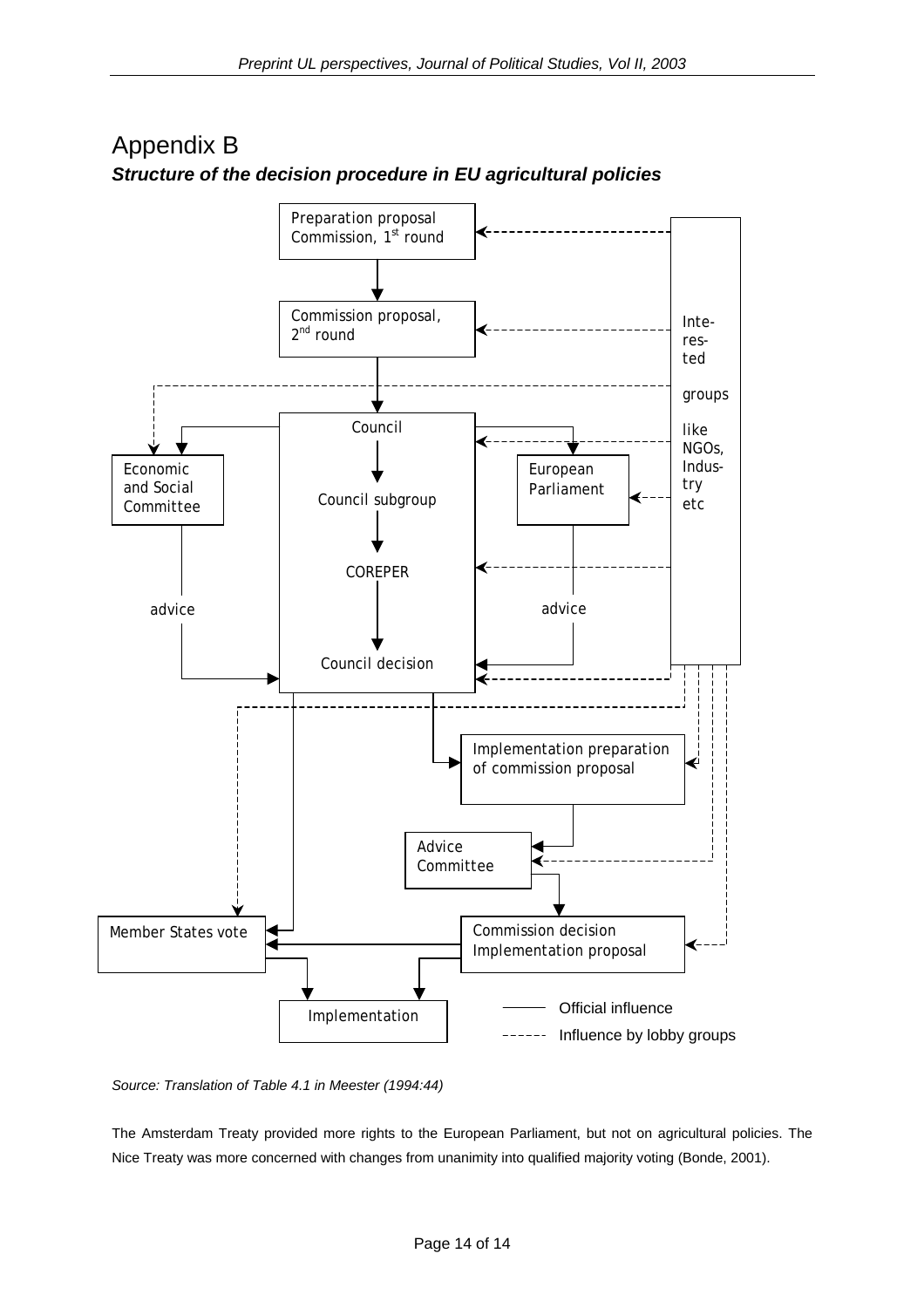# Appendix B

***Structure of the decision procedure in EU agricultural policies***

Preparation proposal Commission, 1st round

Commission proposal, 2nd round

Council

Council subgroup

COREPER

Council decision

Economic and Social Committee

European Parliament

advice

advice

Interested groups like NGOs, Industry etc

Implementation preparation of commission proposal

Advice Committee

Member States vote

Commission decision Implementation proposal

Implementation

Official influence

Influence by lobby groups

*Source: Translation of Table 4.1 in Meester (1994:44)*

The Amsterdam Treaty provided more rights to the European Parliament, but not on agricultural policies. The Nice Treaty was more concerned with changes from unanimity into qualified majority voting (Bonde, 2001).